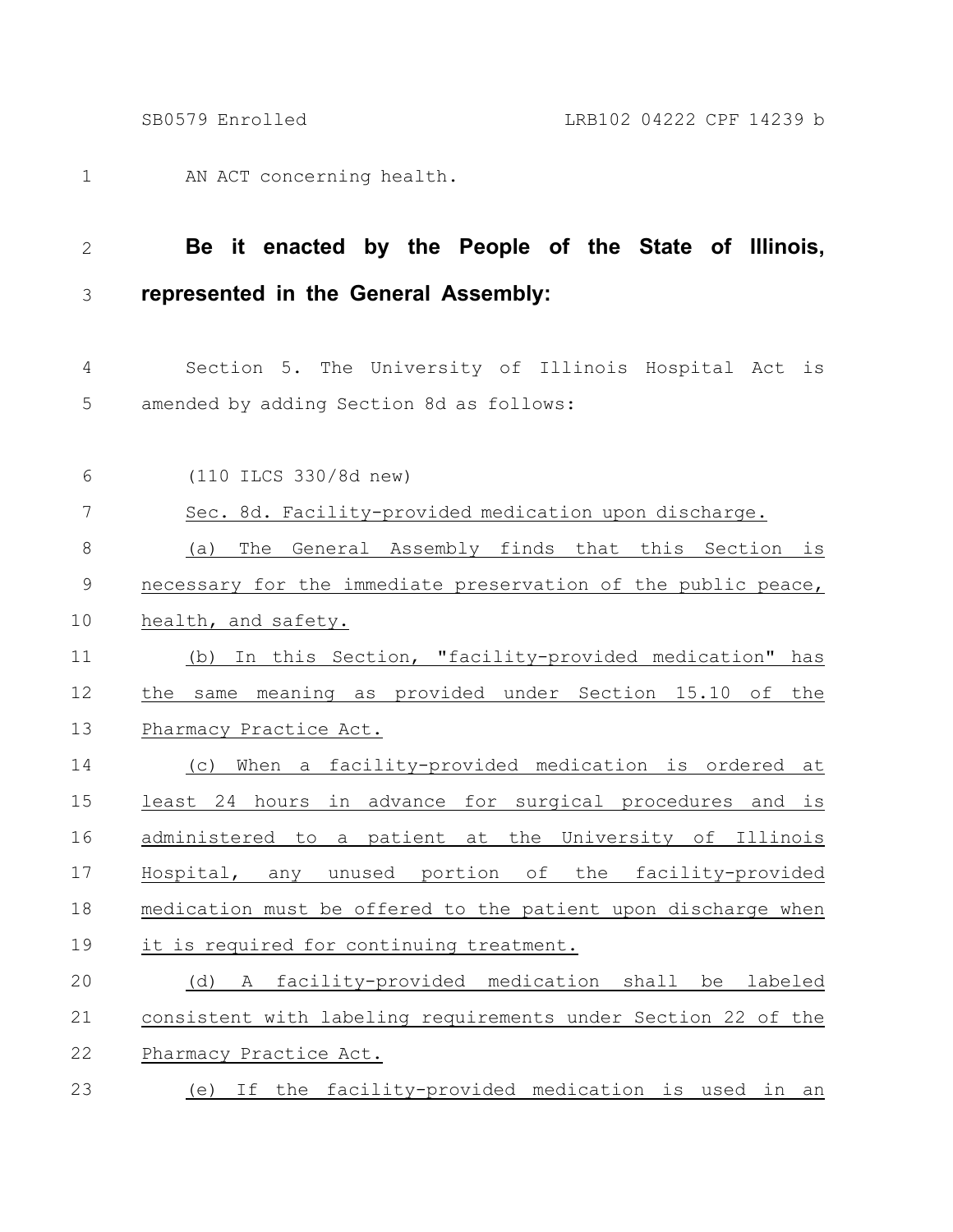AN ACT concerning health.

**Be it enacted by the People of the State of Illinois, represented in the General Assembly:**

Section 5. The University of Illinois Hospital Act is amended by adding Section 8d as follows:

(110 ILCS 330/8d new)

Sec. 8d. Facility-provided medication upon discharge.

(a) The General Assembly finds that this Section is necessary for the immediate preservation of the public peace, health, and safety.

(b) In this Section, "facility-provided medication" has the same meaning as provided under Section 15.10 of the Pharmacy Practice Act.

(c) When a facility-provided medication is ordered at least 24 hours in advance for surgical procedures and is administered to a patient at the University of Illinois Hospital, any unused portion of the facility-provided medication must be offered to the patient upon discharge when it is required for continuing treatment.

(d) A facility-provided medication shall be labeled consistent with labeling requirements under Section 22 of the Pharmacy Practice Act.

(e) If the facility-provided medication is used in an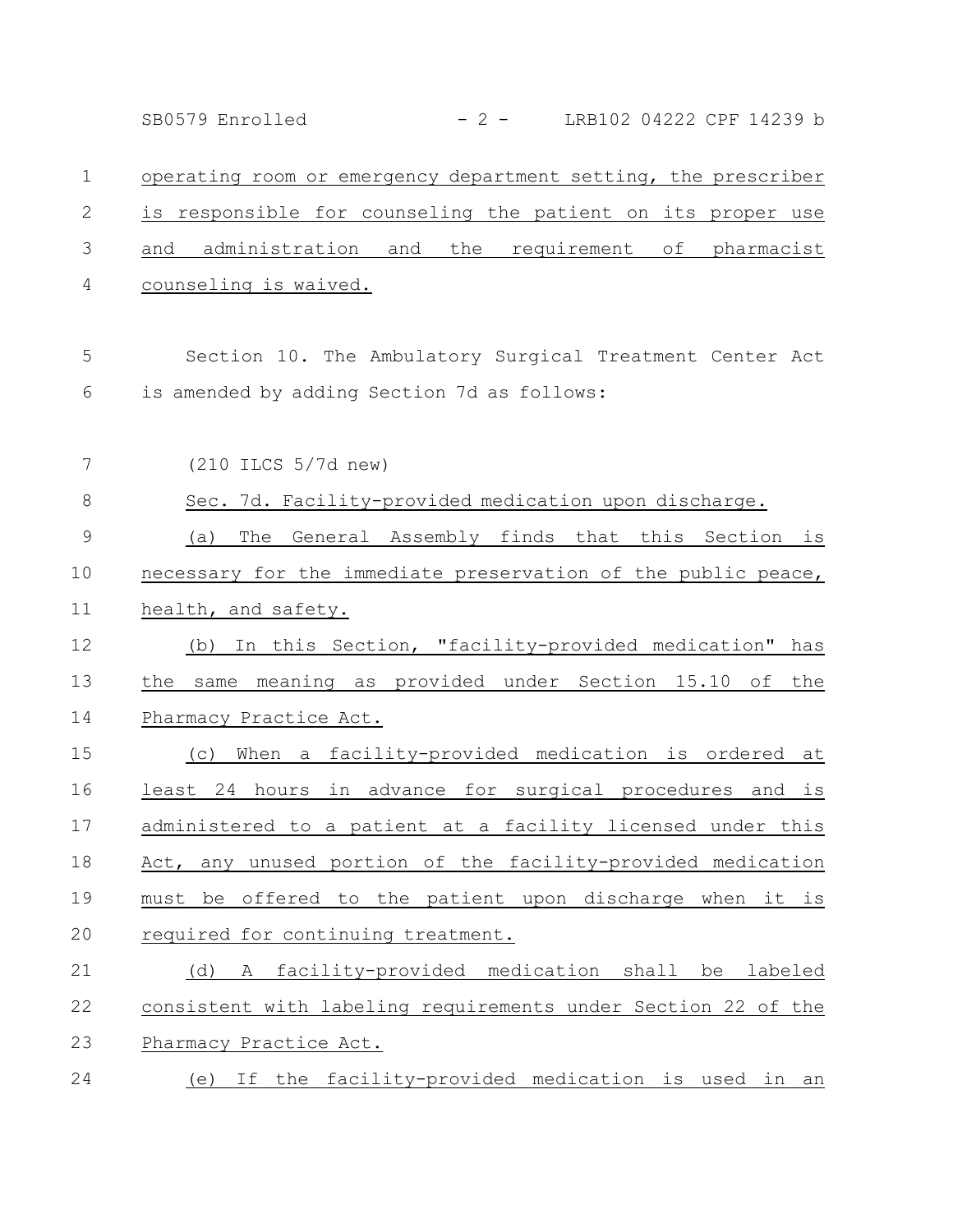operating room or emergency department setting, the prescriber is responsible for counseling the patient on its proper use and administration and the requirement of pharmacist counseling is waived.

Section 10. The Ambulatory Surgical Treatment Center Act is amended by adding Section 7d as follows:

(210 ILCS 5/7d new)

Sec. 7d. Facility-provided medication upon discharge.

(a) The General Assembly finds that this Section is necessary for the immediate preservation of the public peace, health, and safety.

(b) In this Section, "facility-provided medication" has the same meaning as provided under Section 15.10 of the Pharmacy Practice Act.

(c) When a facility-provided medication is ordered at least 24 hours in advance for surgical procedures and is administered to a patient at a facility licensed under this Act, any unused portion of the facility-provided medication must be offered to the patient upon discharge when it is required for continuing treatment.

(d) A facility-provided medication shall be labeled consistent with labeling requirements under Section 22 of the Pharmacy Practice Act.

(e) If the facility-provided medication is used in an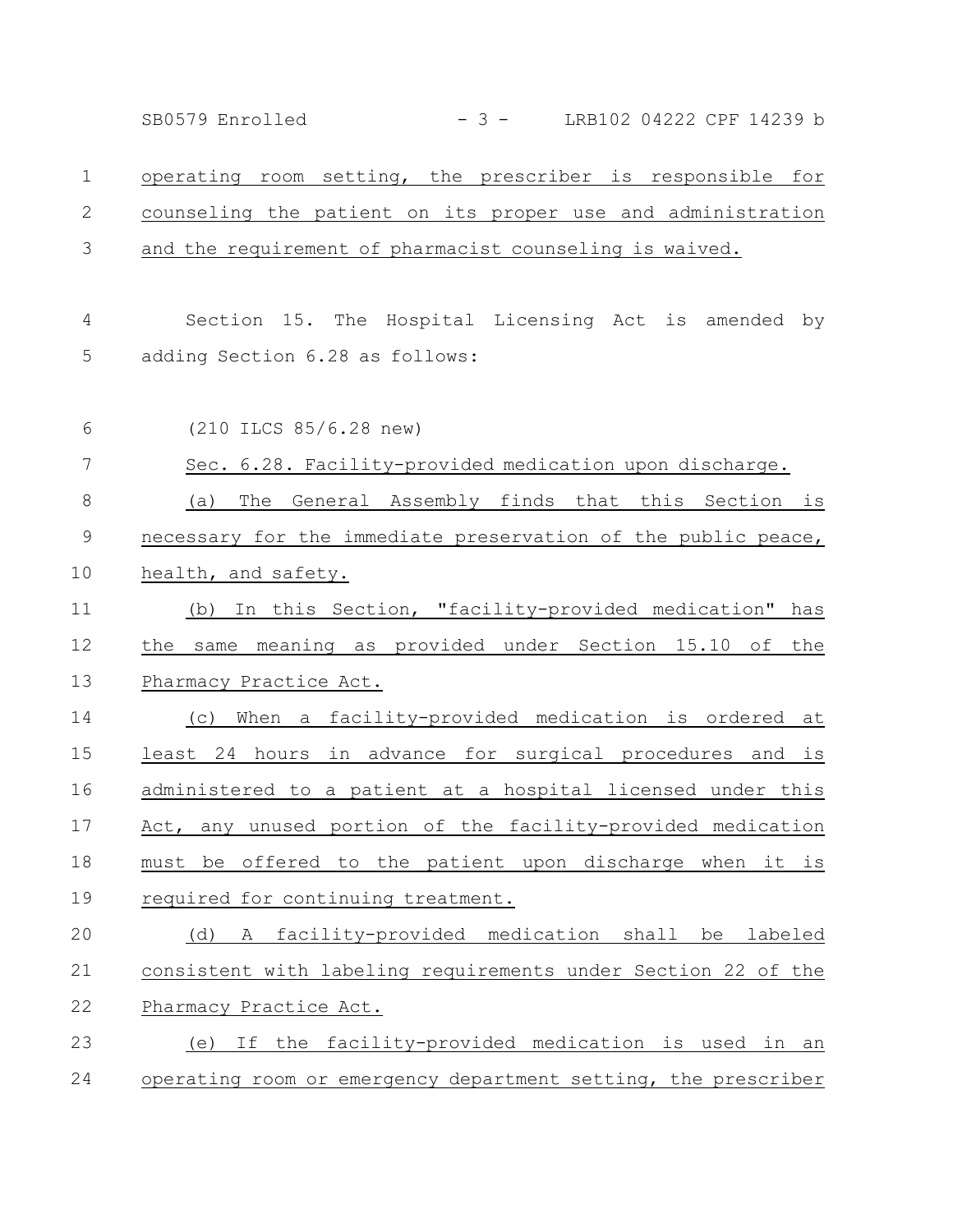operating room setting, the prescriber is responsible for counseling the patient on its proper use and administration and the requirement of pharmacist counseling is waived.

Section 15. The Hospital Licensing Act is amended by adding Section 6.28 as follows:

(210 ILCS 85/6.28 new)

Sec. 6.28. Facility-provided medication upon discharge.

(a) The General Assembly finds that this Section is necessary for the immediate preservation of the public peace, health, and safety.

(b) In this Section, "facility-provided medication" has the same meaning as provided under Section 15.10 of the Pharmacy Practice Act.

(c) When a facility-provided medication is ordered at least 24 hours in advance for surgical procedures and is administered to a patient at a hospital licensed under this Act, any unused portion of the facility-provided medication must be offered to the patient upon discharge when it is required for continuing treatment.

(d) A facility-provided medication shall be labeled consistent with labeling requirements under Section 22 of the Pharmacy Practice Act.

(e) If the facility-provided medication is used in an operating room or emergency department setting, the prescriber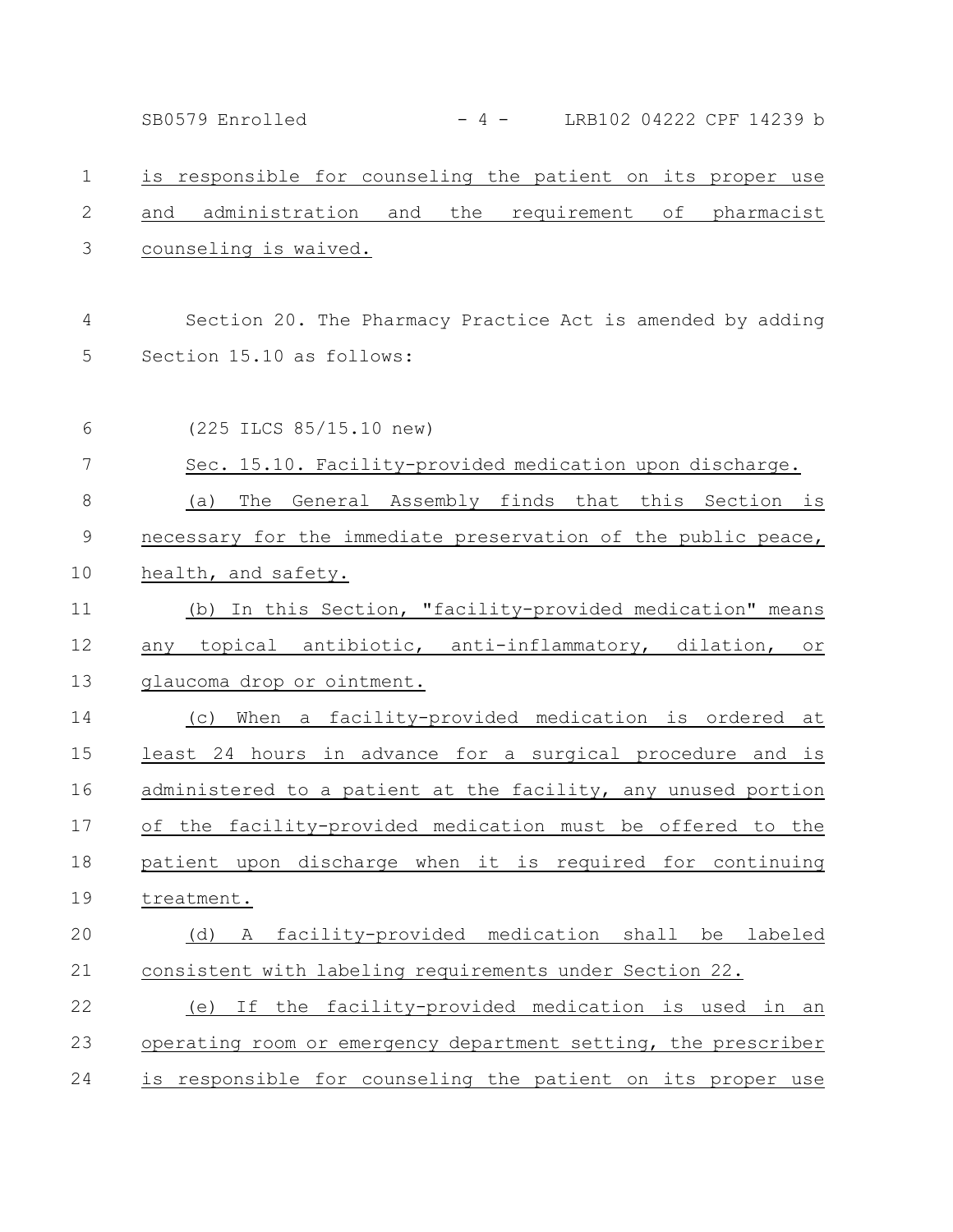is responsible for counseling the patient on its proper use and administration and the requirement of pharmacist counseling is waived.

Section 20. The Pharmacy Practice Act is amended by adding Section 15.10 as follows:

(225 ILCS 85/15.10 new)

Sec. 15.10. Facility-provided medication upon discharge.

(a) The General Assembly finds that this Section is necessary for the immediate preservation of the public peace, health, and safety.

(b) In this Section, "facility-provided medication" means any topical antibiotic, anti-inflammatory, dilation, or glaucoma drop or ointment.

(c) When a facility-provided medication is ordered at least 24 hours in advance for a surgical procedure and is administered to a patient at the facility, any unused portion of the facility-provided medication must be offered to the patient upon discharge when it is required for continuing treatment.

(d) A facility-provided medication shall be labeled consistent with labeling requirements under Section 22.

(e) If the facility-provided medication is used in an operating room or emergency department setting, the prescriber is responsible for counseling the patient on its proper use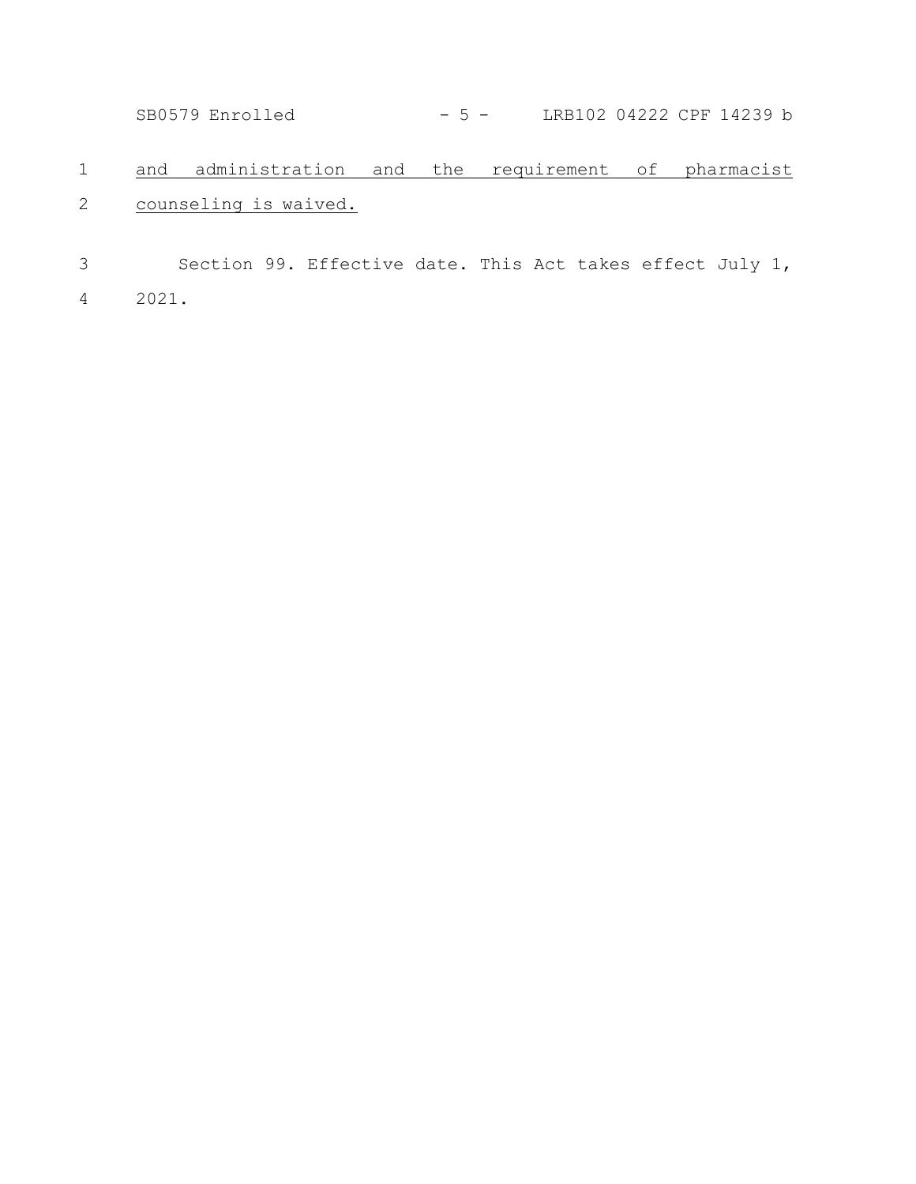<u>and administration and the requirement of pharmacist counseling is waived.</u>

Section 99. Effective date. This Act takes effect July 1, 2021.